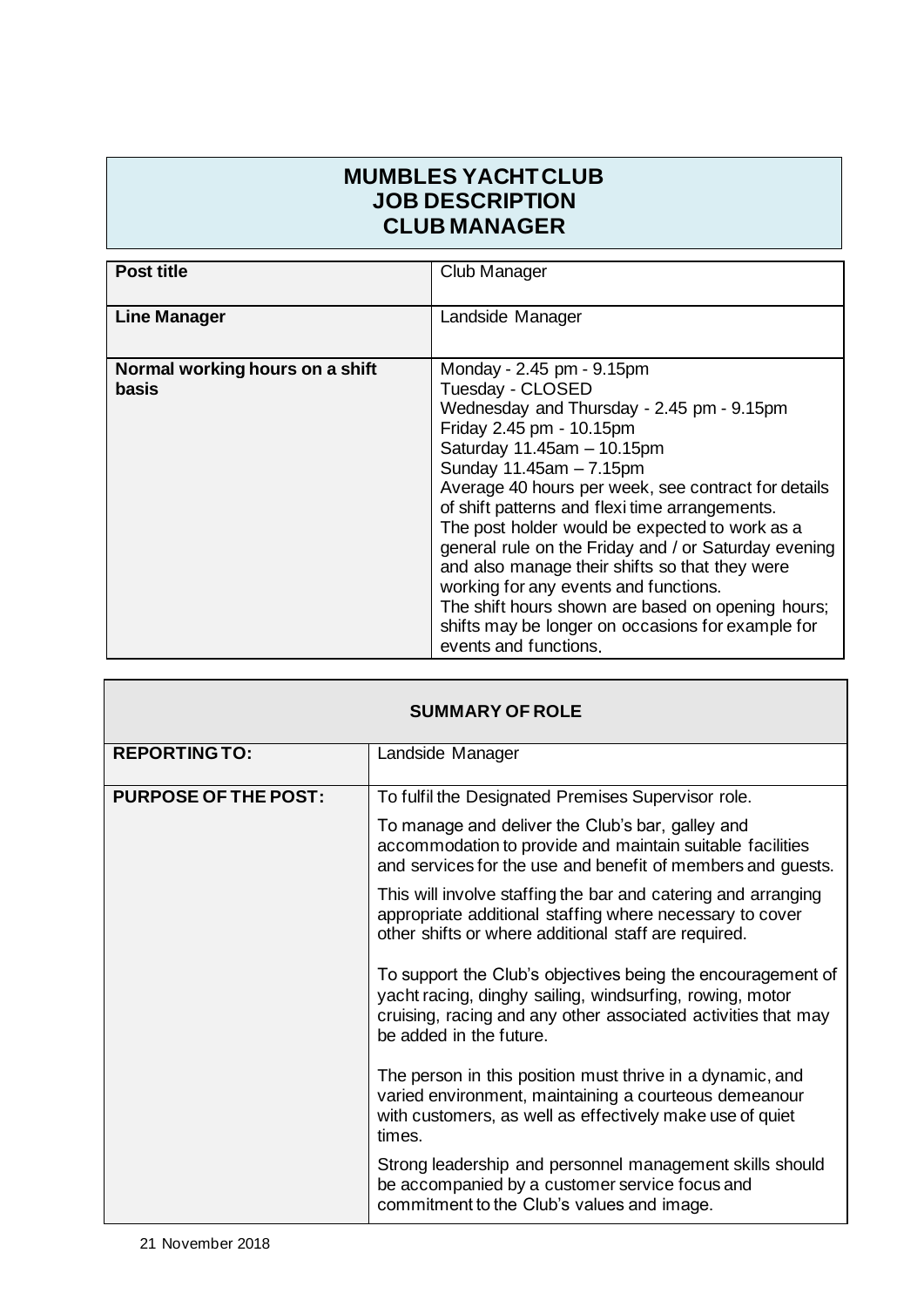# MUMBLES YACHT CLUB
## JOB DESCRIPTION
## CLUB MANAGER

| **Post title** | Club Manager |
|---|---|
| **Line Manager** | Landside Manager |
| **Normal working hours on a shift basis** | Monday - 2.45 pm - 9.15pm<br>Tuesday - CLOSED<br>Wednesday and Thursday - 2.45 pm - 9.15pm<br>Friday 2.45 pm - 10.15pm<br>Saturday 11.45am – 10.15pm<br>Sunday 11.45am – 7.15pm<br>Average 40 hours per week, see contract for details of shift patterns and flexi time arrangements.<br>The post holder would be expected to work as a general rule on the Friday and / or Saturday evening and also manage their shifts so that they were working for any events and functions.<br>The shift hours shown are based on opening hours; shifts may be longer on occasions for example for events and functions. |

| **SUMMARY OF ROLE** | |
|---|---|
| **REPORTING TO:** | Landside Manager |
| **PURPOSE OF THE POST:** | To fulfil the Designated Premises Supervisor role.<br><br>To manage and deliver the Club's bar, galley and accommodation to provide and maintain suitable facilities and services for the use and benefit of members and guests.<br><br>This will involve staffing the bar and catering and arranging appropriate additional staffing where necessary to cover other shifts or where additional staff are required.<br><br>To support the Club's objectives being the encouragement of yacht racing, dinghy sailing, windsurfing, rowing, motor cruising, racing and any other associated activities that may be added in the future.<br><br>The person in this position must thrive in a dynamic, and varied environment, maintaining a courteous demeanour with customers, as well as effectively make use of quiet times.<br><br>Strong leadership and personnel management skills should be accompanied by a customer service focus and commitment to the Club's values and image. |

21 November 2018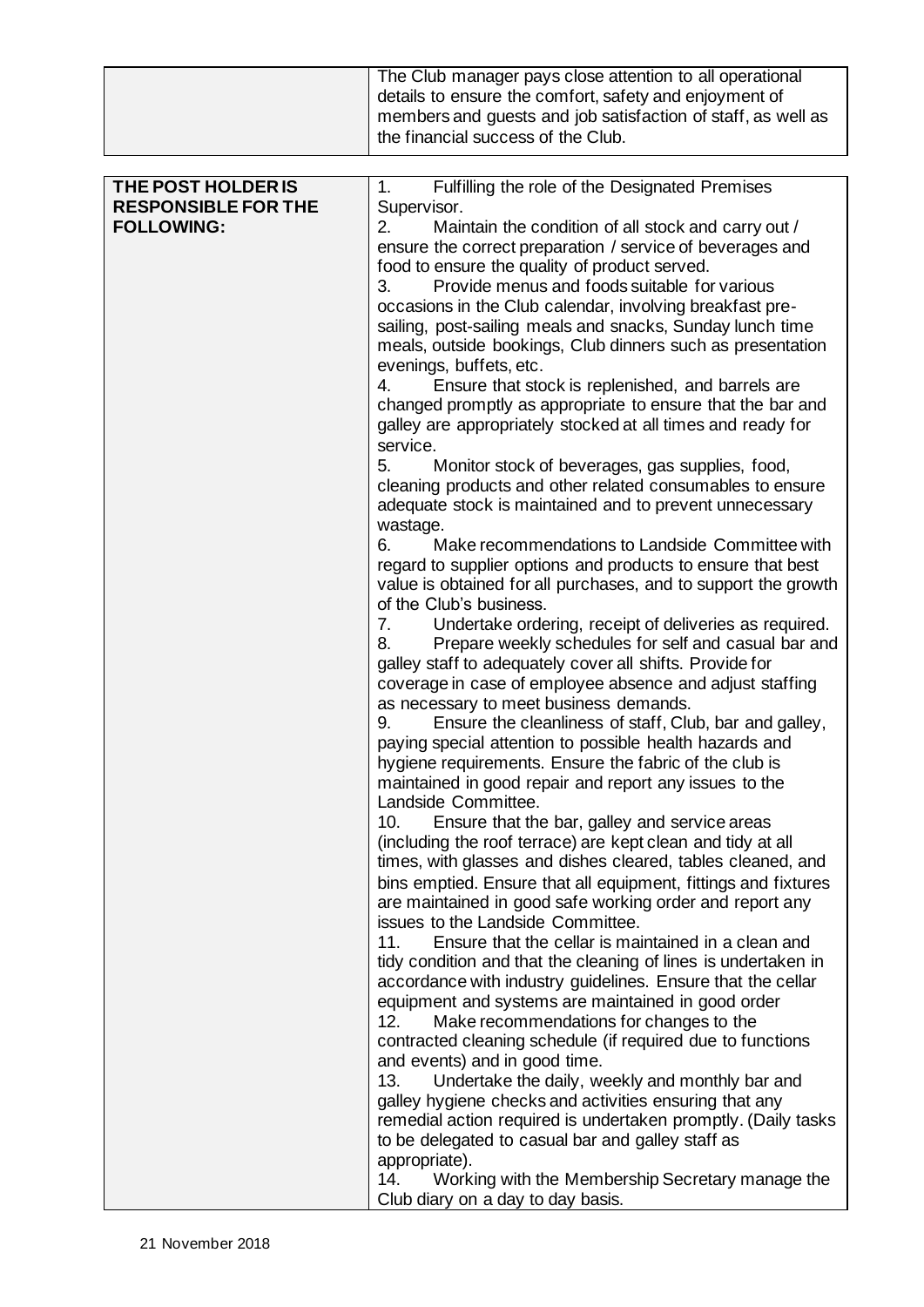| | |
|---|---|
| | The Club manager pays close attention to all operational details to ensure the comfort, safety and enjoyment of members and guests and job satisfaction of staff, as well as the financial success of the Club. |

| | |
|---|---|
| **THE POST HOLDER IS RESPONSIBLE FOR THE FOLLOWING:** | 1. Fulfilling the role of the Designated Premises Supervisor.<br>2. Maintain the condition of all stock and carry out / ensure the correct preparation / service of beverages and food to ensure the quality of product served.<br>3. Provide menus and foods suitable for various occasions in the Club calendar, involving breakfast pre-sailing, post-sailing meals and snacks, Sunday lunch time meals, outside bookings, Club dinners such as presentation evenings, buffets, etc.<br>4. Ensure that stock is replenished, and barrels are changed promptly as appropriate to ensure that the bar and galley are appropriately stocked at all times and ready for service.<br>5. Monitor stock of beverages, gas supplies, food, cleaning products and other related consumables to ensure adequate stock is maintained and to prevent unnecessary wastage.<br>6. Make recommendations to Landside Committee with regard to supplier options and products to ensure that best value is obtained for all purchases, and to support the growth of the Club's business.<br>7. Undertake ordering, receipt of deliveries as required.<br>8. Prepare weekly schedules for self and casual bar and galley staff to adequately cover all shifts. Provide for coverage in case of employee absence and adjust staffing as necessary to meet business demands.<br>9. Ensure the cleanliness of staff, Club, bar and galley, paying special attention to possible health hazards and hygiene requirements. Ensure the fabric of the club is maintained in good repair and report any issues to the Landside Committee.<br>10. Ensure that the bar, galley and service areas (including the roof terrace) are kept clean and tidy at all times, with glasses and dishes cleared, tables cleaned, and bins emptied. Ensure that all equipment, fittings and fixtures are maintained in good safe working order and report any issues to the Landside Committee.<br>11. Ensure that the cellar is maintained in a clean and tidy condition and that the cleaning of lines is undertaken in accordance with industry guidelines. Ensure that the cellar equipment and systems are maintained in good order<br>12. Make recommendations for changes to the contracted cleaning schedule (if required due to functions and events) and in good time.<br>13. Undertake the daily, weekly and monthly bar and galley hygiene checks and activities ensuring that any remedial action required is undertaken promptly. (Daily tasks to be delegated to casual bar and galley staff as appropriate).<br>14. Working with the Membership Secretary manage the Club diary on a day to day basis. |

21 November 2018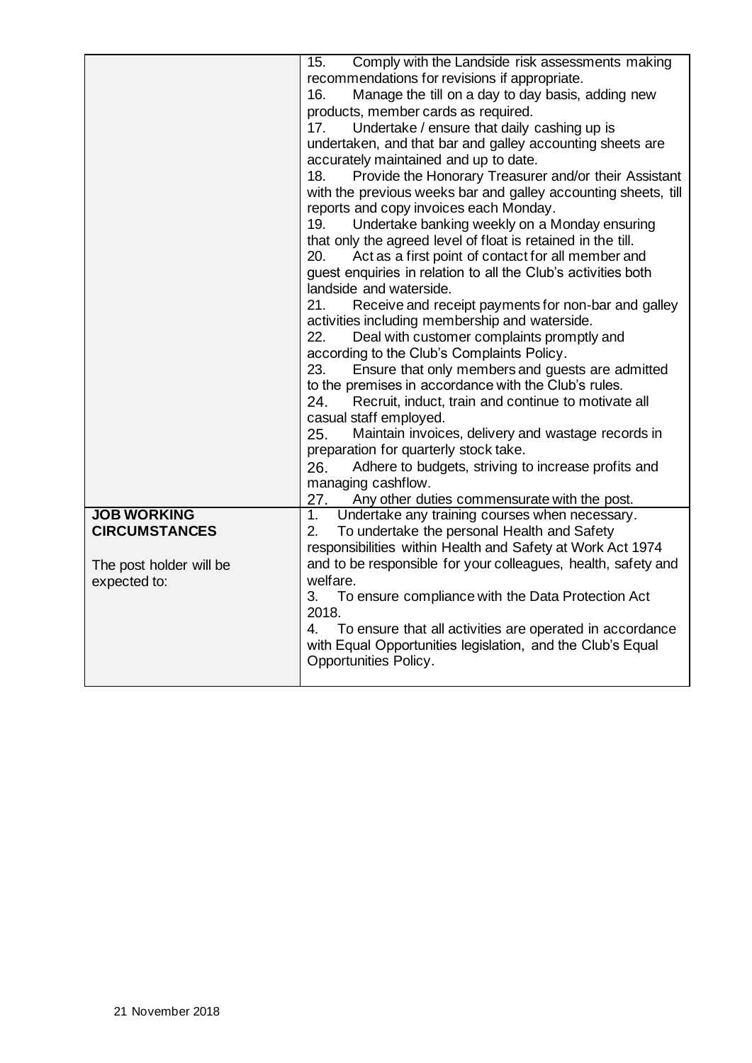| | |
|---|---|
| | 15. Comply with the Landside risk assessments making recommendations for revisions if appropriate.<br>16. Manage the till on a day to day basis, adding new products, member cards as required.<br>17. Undertake / ensure that daily cashing up is undertaken, and that bar and galley accounting sheets are accurately maintained and up to date.<br>18. Provide the Honorary Treasurer and/or their Assistant with the previous weeks bar and galley accounting sheets, till reports and copy invoices each Monday.<br>19. Undertake banking weekly on a Monday ensuring that only the agreed level of float is retained in the till.<br>20. Act as a first point of contact for all member and guest enquiries in relation to all the Club's activities both landside and waterside.<br>21. Receive and receipt payments for non-bar and galley activities including membership and waterside.<br>22. Deal with customer complaints promptly and according to the Club's Complaints Policy.<br>23. Ensure that only members and guests are admitted to the premises in accordance with the Club's rules.<br>24. Recruit, induct, train and continue to motivate all casual staff employed.<br>25. Maintain invoices, delivery and wastage records in preparation for quarterly stock take.<br>26. Adhere to budgets, striving to increase profits and managing cashflow.<br>27. Any other duties commensurate with the post. |
| **JOB WORKING CIRCUMSTANCES**<br><br>The post holder will be expected to: | 1. Undertake any training courses when necessary.<br>2. To undertake the personal Health and Safety responsibilities within Health and Safety at Work Act 1974 and to be responsible for your colleagues, health, safety and welfare.<br>3. To ensure compliance with the Data Protection Act 2018.<br>4. To ensure that all activities are operated in accordance with Equal Opportunities legislation, and the Club's Equal Opportunities Policy. |

21 November 2018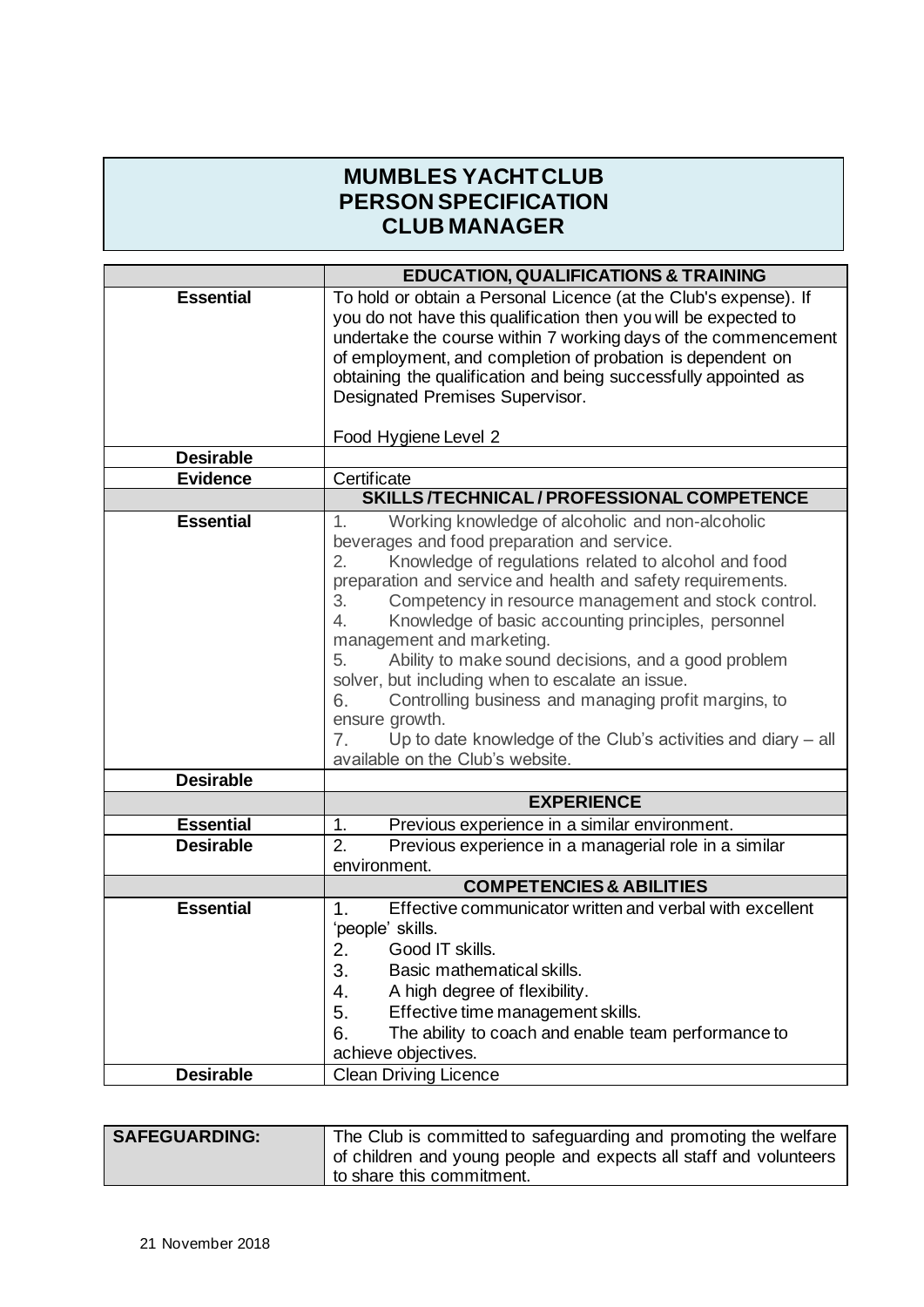# MUMBLES YACHT CLUB
# PERSON SPECIFICATION
# CLUB MANAGER

| | **EDUCATION, QUALIFICATIONS & TRAINING** |
|---|---|
| **Essential** | To hold or obtain a Personal Licence (at the Club's expense). If you do not have this qualification then you will be expected to undertake the course within 7 working days of the commencement of employment, and completion of probation is dependent on obtaining the qualification and being successfully appointed as Designated Premises Supervisor.<br><br>Food Hygiene Level 2 |
| **Desirable** | |
| **Evidence** | Certificate |
| | **SKILLS /TECHNICAL / PROFESSIONAL COMPETENCE** |
| **Essential** | 1. Working knowledge of alcoholic and non-alcoholic beverages and food preparation and service.<br>2. Knowledge of regulations related to alcohol and food preparation and service and health and safety requirements.<br>3. Competency in resource management and stock control.<br>4. Knowledge of basic accounting principles, personnel management and marketing.<br>5. Ability to make sound decisions, and a good problem solver, but including when to escalate an issue.<br>6. Controlling business and managing profit margins, to ensure growth.<br>7. Up to date knowledge of the Club's activities and diary – all available on the Club's website. |
| **Desirable** | |
| | **EXPERIENCE** |
| **Essential** | 1. Previous experience in a similar environment. |
| **Desirable** | 2. Previous experience in a managerial role in a similar environment. |
| | **COMPETENCIES & ABILITIES** |
| **Essential** | 1. Effective communicator written and verbal with excellent 'people' skills.<br>2. Good IT skills.<br>3. Basic mathematical skills.<br>4. A high degree of flexibility.<br>5. Effective time management skills.<br>6. The ability to coach and enable team performance to achieve objectives. |
| **Desirable** | Clean Driving Licence |

| **SAFEGUARDING:** | The Club is committed to safeguarding and promoting the welfare of children and young people and expects all staff and volunteers to share this commitment. |
|---|---|

21 November 2018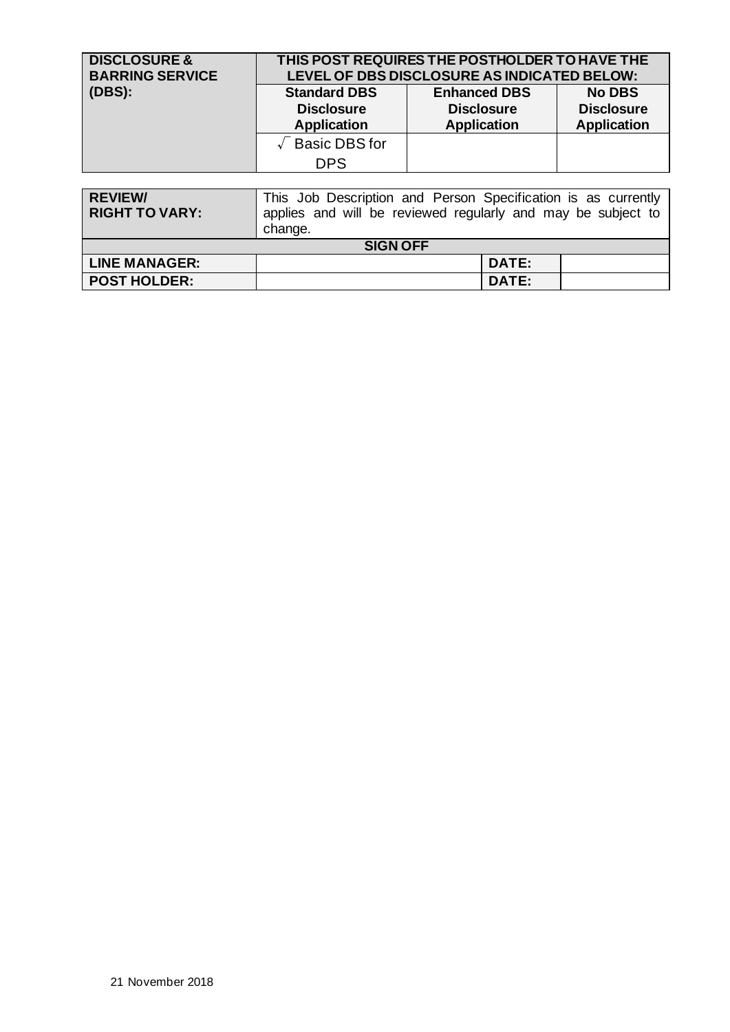| DISCLOSURE & BARRING SERVICE (DBS): | THIS POST REQUIRES THE POSTHOLDER TO HAVE THE LEVEL OF DBS DISCLOSURE AS INDICATED BELOW: | | |
|---|---|---|---|
| | **Standard DBS Disclosure Application** | **Enhanced DBS Disclosure Application** | **No DBS Disclosure Application** |
| | √ Basic DBS for DPS | | |

| **REVIEW/ RIGHT TO VARY:** | This Job Description and Person Specification is as currently applies and will be reviewed regularly and may be subject to change. | | |
|---|---|---|---|
| **SIGN OFF** | | | |
| **LINE MANAGER:** | | **DATE:** | |
| **POST HOLDER:** | | **DATE:** | |

21 November 2018